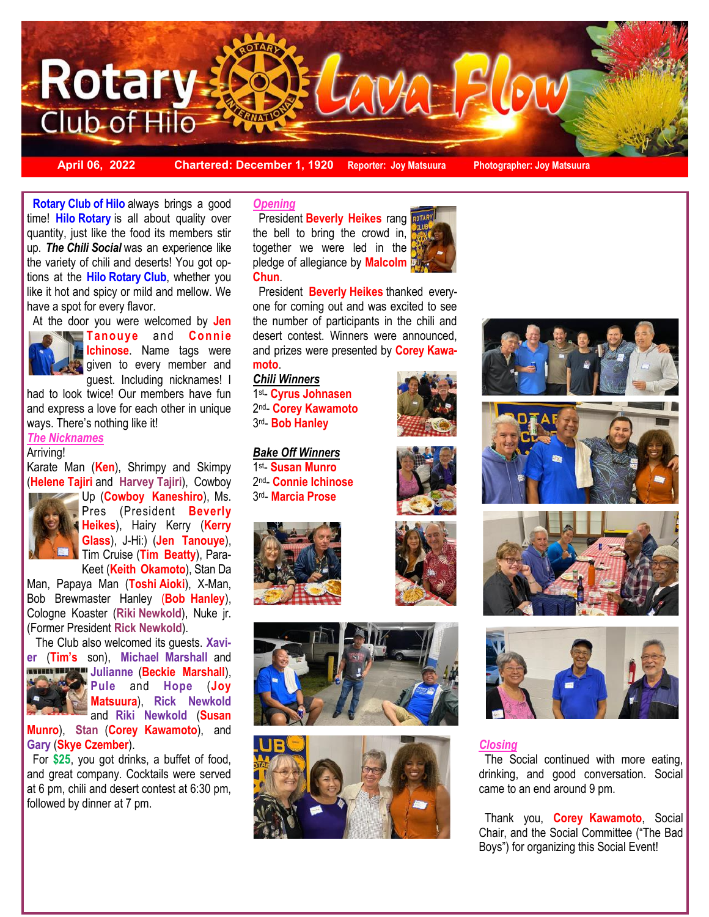# Rotary Club of Hilo Lava Flow

**April 06, 2022** | **Chartered: December 1, 1920** | **Reporter: Joy Matsuura** | **Photographer: Joy Matsuura**

**Rotary Club of Hilo** always brings a good time! **Hilo Rotary** is all about quality over quantity, just like the food its members stir up. ***The Chili Social*** was an experience like the variety of chili and deserts! You got options at the **Hilo Rotary Club**, whether you like it hot and spicy or mild and mellow. We have a spot for every flavor.

At the door you were welcomed by **Jen Tanouye** and **Connie Ichinose**. Name tags were given to every member and guest. Including nicknames! I had to look twice! Our members have fun and express a love for each other in unique ways. There's nothing like it!

***The Nicknames***

Arriving!

Karate Man (**Ken**), Shrimpy and Skimpy (**Helene Tajiri** and **Harvey Tajiri**), Cowboy Up (**Cowboy Kaneshiro**), Ms. Pres (President **Beverly Heikes**), Hairy Kerry (**Kerry Glass**), J-Hi:) (**Jen Tanouye**), Tim Cruise (**Tim Beatty**), Para-Keet (**Keith Okamoto**), Stan Da Man, Papaya Man (**Toshi Aioki**), X-Man, Bob Brewmaster Hanley (**Bob Hanley**), Cologne Koaster (**Riki Newkold**), Nuke jr. (Former President **Rick Newkold**).

The Club also welcomed its guests. **Xavier** (**Tim's** son), **Michael Marshall** and **Julianne** (**Beckie Marshall**), **Pule** and **Hope** (**Joy Matsuura**), **Rick Newkold** and **Riki Newkold** (**Susan Munro**), **Stan** (**Corey Kawamoto**), and **Gary** (**Skye Czember**).

For **$25**, you got drinks, a buffet of food, and great company. Cocktails were served at 6 pm, chili and desert contest at 6:30 pm, followed by dinner at 7 pm.

***Opening***

President **Beverly Heikes** rang the bell to bring the crowd in, together we were led in the pledge of allegiance by **Malcolm Chun**.

President **Beverly Heikes** thanked everyone for coming out and was excited to see the number of participants in the chili and desert contest. Winners were announced, and prizes were presented by **Corey Kawamoto**.

***Chili Winners***

1st- **Cyrus Johnasen**
2nd- **Corey Kawamoto**
3rd- **Bob Hanley**

***Bake Off Winners***

1st- **Susan Munro**
2nd- **Connie Ichinose**
3rd- **Marcia Prose**

***Closing***

The Social continued with more eating, drinking, and good conversation. Social came to an end around 9 pm.

Thank you, **Corey Kawamoto**, Social Chair, and the Social Committee ("The Bad Boys") for organizing this Social Event!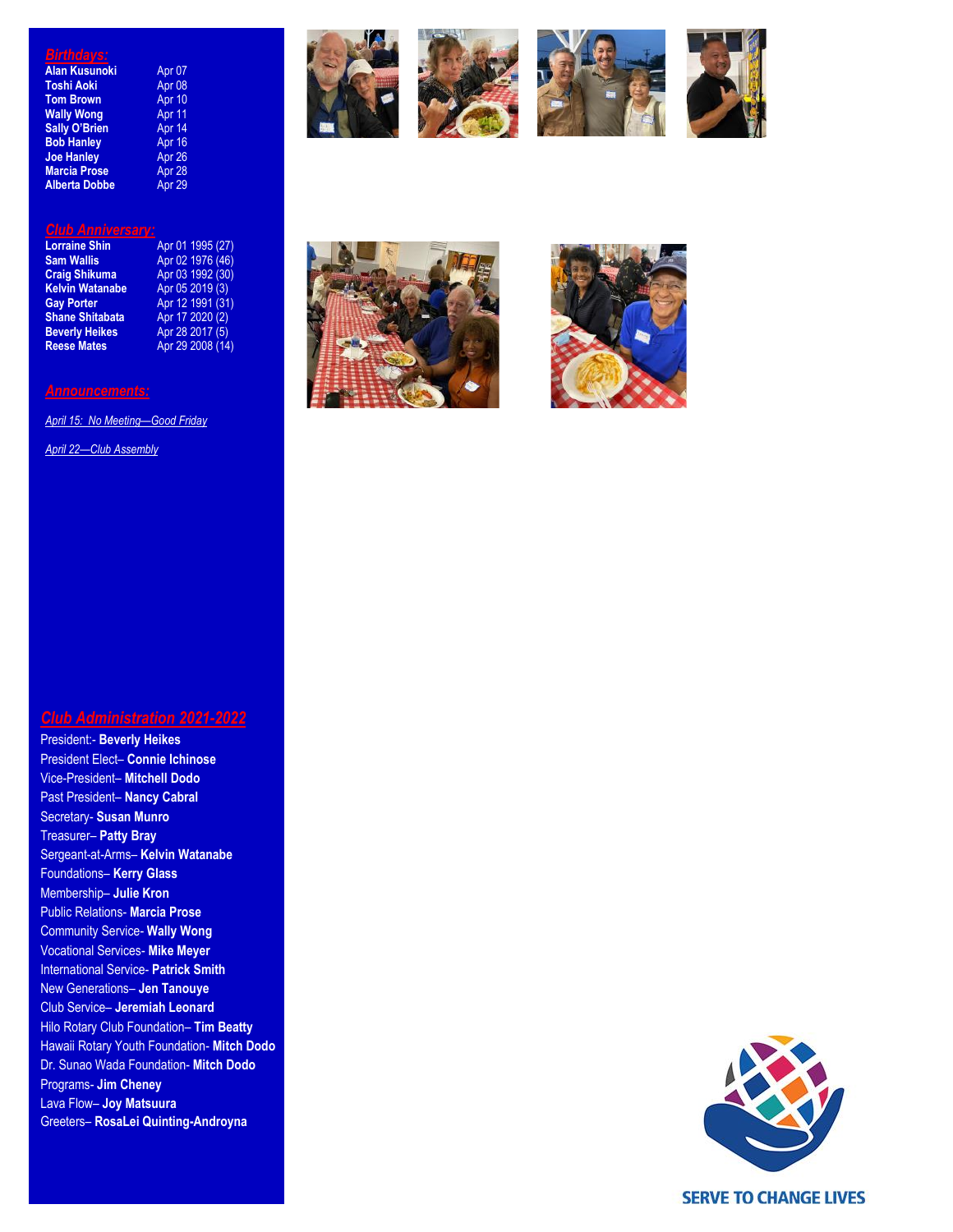## Birthdays:

| | |
|---|---|
| **Alan Kusunoki** | Apr 07 |
| **Toshi Aoki** | Apr 08 |
| **Tom Brown** | Apr 10 |
| **Wally Wong** | Apr 11 |
| **Sally O'Brien** | Apr 14 |
| **Bob Hanley** | Apr 16 |
| **Joe Hanley** | Apr 26 |
| **Marcia Prose** | Apr 28 |
| **Alberta Dobbe** | Apr 29 |

## Club Anniversary:

| | |
|---|---|
| **Lorraine Shin** | Apr 01 1995 (27) |
| **Sam Wallis** | Apr 02 1976 (46) |
| **Craig Shikuma** | Apr 03 1992 (30) |
| **Kelvin Watanabe** | Apr 05 2019 (3) |
| **Gay Porter** | Apr 12 1991 (31) |
| **Shane Shitabata** | Apr 17 2020 (2) |
| **Beverly Heikes** | Apr 28 2017 (5) |
| **Reese Mates** | Apr 29 2008 (14) |

## Announcements:

*April 15: No Meeting—Good Friday*

*April 22—Club Assembly*

## Club Administration 2021-2022

President:- **Beverly Heikes**
President Elect– **Connie Ichinose**
Vice-President– **Mitchell Dodo**
Past President– **Nancy Cabral**
Secretary- **Susan Munro**
Treasurer– **Patty Bray**
Sergeant-at-Arms– **Kelvin Watanabe**
Foundations– **Kerry Glass**
Membership– **Julie Kron**
Public Relations- **Marcia Prose**
Community Service- **Wally Wong**
Vocational Services- **Mike Meyer**
International Service- **Patrick Smith**
New Generations– **Jen Tanouye**
Club Service– **Jeremiah Leonard**
Hilo Rotary Club Foundation– **Tim Beatty**
Hawaii Rotary Youth Foundation- **Mitch Dodo**
Dr. Sunao Wada Foundation- **Mitch Dodo**
Programs- **Jim Cheney**
Lava Flow– **Joy Matsuura**
Greeters– **RosaLei Quinting-Androyna**

SERVE TO CHANGE LIVES